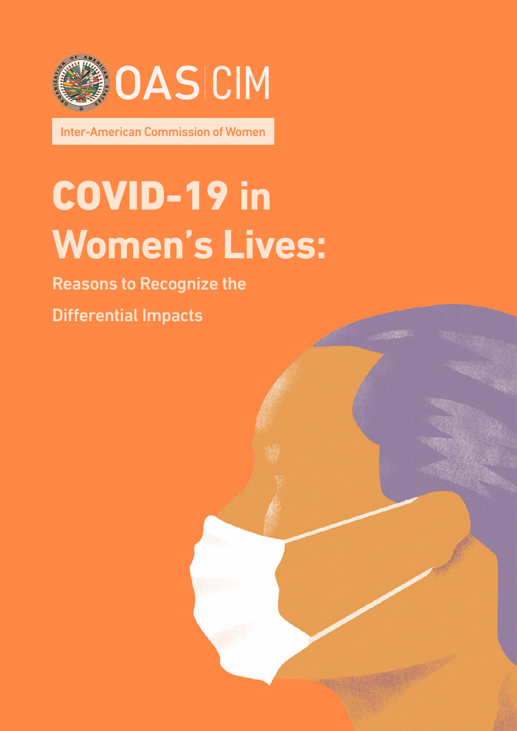OAS | CIM

Inter-American Commission of Women

# COVID-19 in Women's Lives:

## Reasons to Recognize the Differential Impacts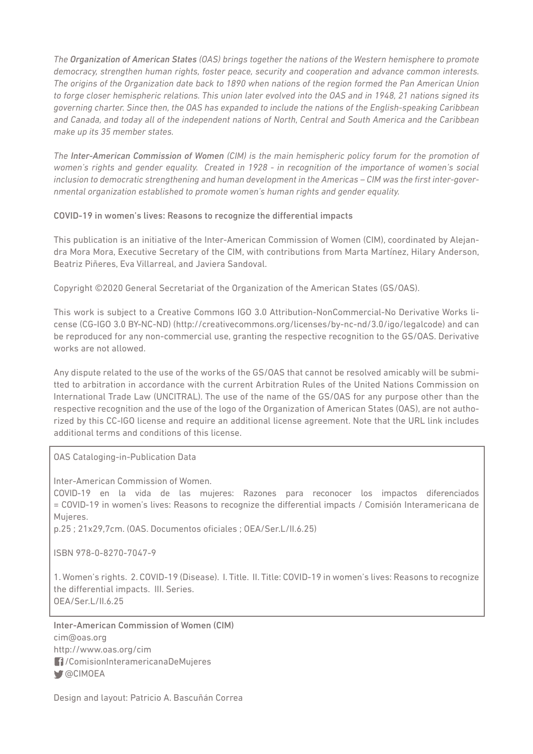*The* ***Organization of American States*** *(OAS) brings together the nations of the Western hemisphere to promote democracy, strengthen human rights, foster peace, security and cooperation and advance common interests. The origins of the Organization date back to 1890 when nations of the region formed the Pan American Union to forge closer hemispheric relations. This union later evolved into the OAS and in 1948, 21 nations signed its governing charter. Since then, the OAS has expanded to include the nations of the English-speaking Caribbean and Canada, and today all of the independent nations of North, Central and South America and the Caribbean make up its 35 member states.*

*The* ***Inter-American Commission of Women*** *(CIM) is the main hemispheric policy forum for the promotion of women's rights and gender equality. Created in 1928 - in recognition of the importance of women's social inclusion to democratic strengthening and human development in the Americas – CIM was the first inter-governmental organization established to promote women's human rights and gender equality.*

**COVID-19 in women's lives: Reasons to recognize the differential impacts**

This publication is an initiative of the Inter-American Commission of Women (CIM), coordinated by Alejandra Mora Mora, Executive Secretary of the CIM, with contributions from Marta Martínez, Hilary Anderson, Beatriz Piñeres, Eva Villarreal, and Javiera Sandoval.

Copyright ©2020 General Secretariat of the Organization of the American States (GS/OAS).

This work is subject to a Creative Commons IGO 3.0 Attribution-NonCommercial-No Derivative Works license (CG-IGO 3.0 BY-NC-ND) (http://creativecommons.org/licenses/by-nc-nd/3.0/igo/legalcode) and can be reproduced for any non-commercial use, granting the respective recognition to the GS/OAS. Derivative works are not allowed.

Any dispute related to the use of the works of the GS/OAS that cannot be resolved amicably will be submitted to arbitration in accordance with the current Arbitration Rules of the United Nations Commission on International Trade Law (UNCITRAL). The use of the name of the GS/OAS for any purpose other than the respective recognition and the use of the logo of the Organization of American States (OAS), are not authorized by this CC-IGO license and require an additional license agreement. Note that the URL link includes additional terms and conditions of this license.

OAS Cataloging-in-Publication Data

Inter-American Commission of Women.
COVID-19 en la vida de las mujeres: Razones para reconocer los impactos diferenciados = COVID-19 in women's lives: Reasons to recognize the differential impacts / Comisión Interamericana de Mujeres.
p.25 ; 21x29,7cm. (OAS. Documentos oficiales ; OEA/Ser.L/II.6.25)

ISBN 978-0-8270-7047-9

1. Women's rights. 2. COVID-19 (Disease). I. Title. II. Title: COVID-19 in women's lives: Reasons to recognize the differential impacts. III. Series.
OEA/Ser.L/II.6.25

**Inter-American Commission of Women (CIM)**
cim@oas.org
http://www.oas.org/cim
/ComisionInteramericanaDeMujeres
@CIMOEA

Design and layout: Patricio A. Bascuñán Correa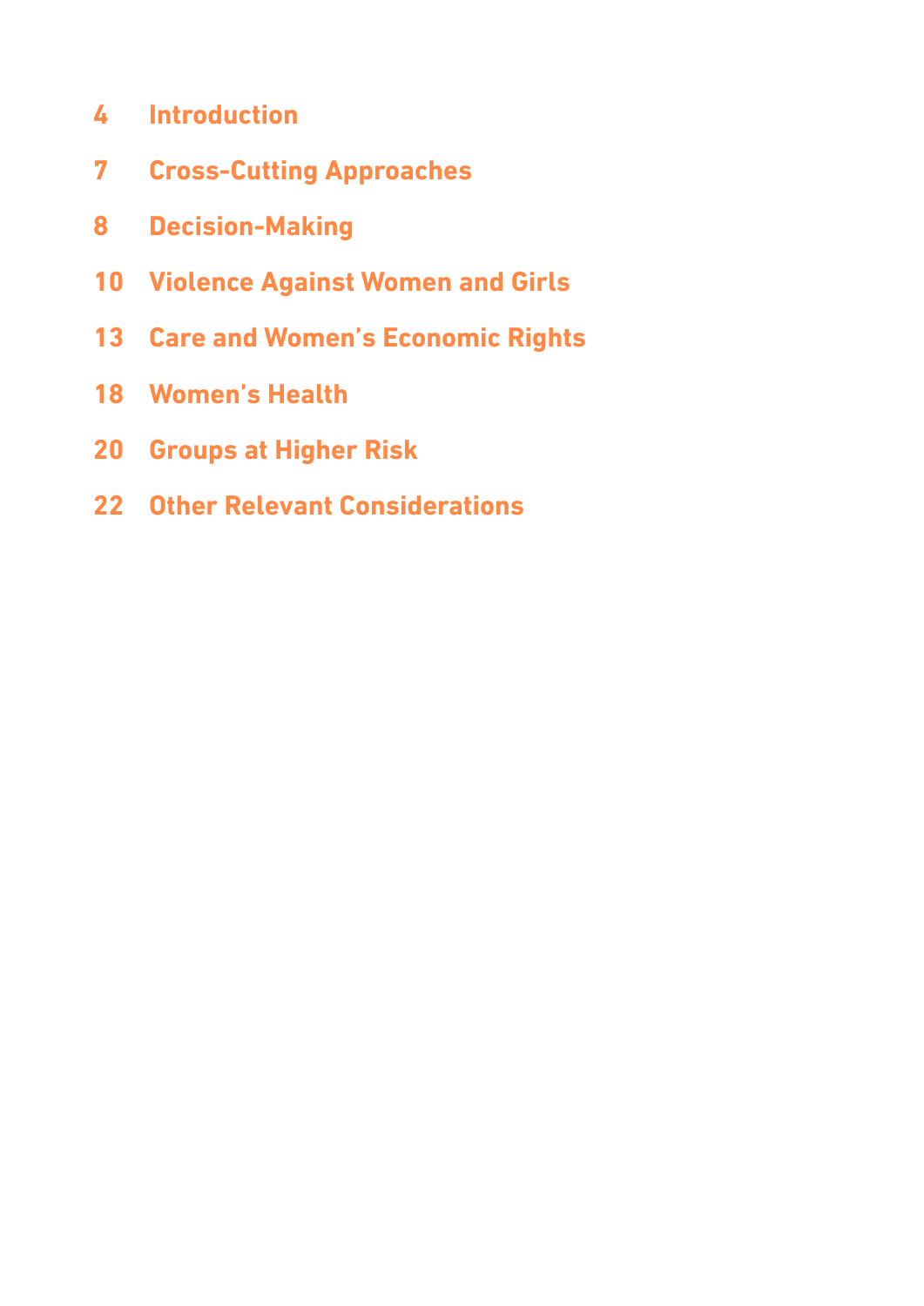4 **Introduction**

7 **Cross-Cutting Approaches**

8 **Decision-Making**

10 **Violence Against Women and Girls**

13 **Care and Women's Economic Rights**

18 **Women's Health**

20 **Groups at Higher Risk**

22 **Other Relevant Considerations**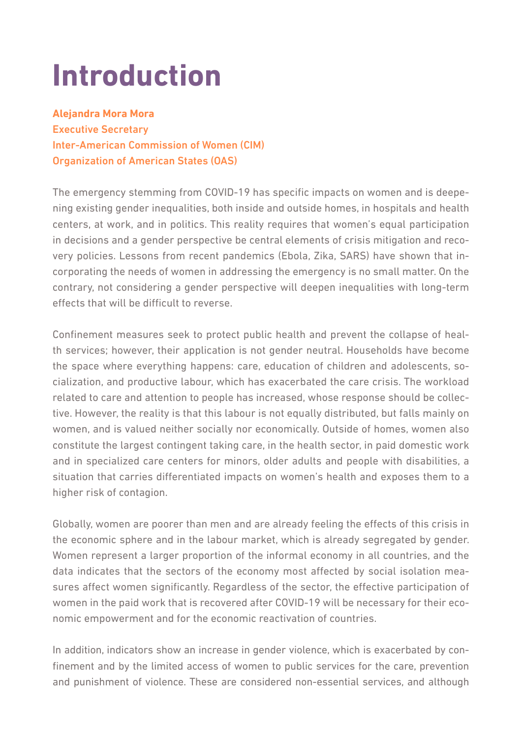# Introduction

**Alejandra Mora Mora**
**Executive Secretary**
**Inter-American Commission of Women (CIM)**
**Organization of American States (OAS)**

The emergency stemming from COVID-19 has specific impacts on women and is deepening existing gender inequalities, both inside and outside homes, in hospitals and health centers, at work, and in politics. This reality requires that women's equal participation in decisions and a gender perspective be central elements of crisis mitigation and recovery policies. Lessons from recent pandemics (Ebola, Zika, SARS) have shown that incorporating the needs of women in addressing the emergency is no small matter. On the contrary, not considering a gender perspective will deepen inequalities with long-term effects that will be difficult to reverse.

Confinement measures seek to protect public health and prevent the collapse of health services; however, their application is not gender neutral. Households have become the space where everything happens: care, education of children and adolescents, socialization, and productive labour, which has exacerbated the care crisis. The workload related to care and attention to people has increased, whose response should be collective. However, the reality is that this labour is not equally distributed, but falls mainly on women, and is valued neither socially nor economically. Outside of homes, women also constitute the largest contingent taking care, in the health sector, in paid domestic work and in specialized care centers for minors, older adults and people with disabilities, a situation that carries differentiated impacts on women's health and exposes them to a higher risk of contagion.

Globally, women are poorer than men and are already feeling the effects of this crisis in the economic sphere and in the labour market, which is already segregated by gender. Women represent a larger proportion of the informal economy in all countries, and the data indicates that the sectors of the economy most affected by social isolation measures affect women significantly. Regardless of the sector, the effective participation of women in the paid work that is recovered after COVID-19 will be necessary for their economic empowerment and for the economic reactivation of countries.

In addition, indicators show an increase in gender violence, which is exacerbated by confinement and by the limited access of women to public services for the care, prevention and punishment of violence. These are considered non-essential services, and although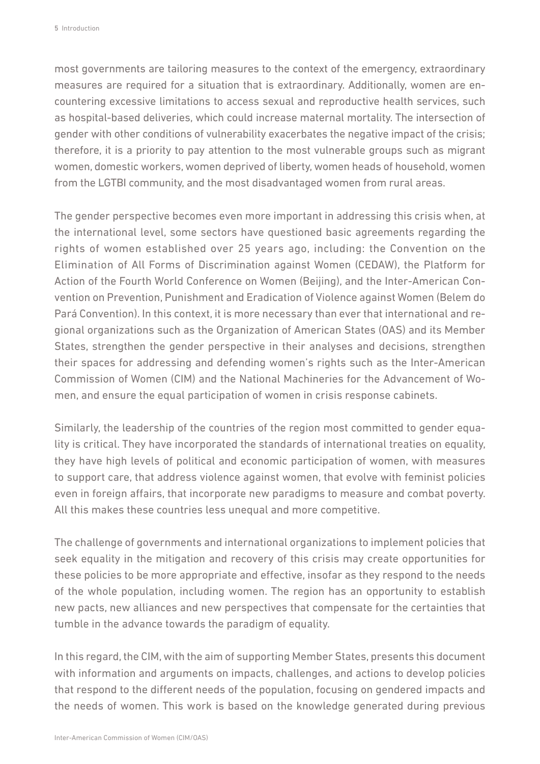most governments are tailoring measures to the context of the emergency, extraordinary measures are required for a situation that is extraordinary. Additionally, women are encountering excessive limitations to access sexual and reproductive health services, such as hospital-based deliveries, which could increase maternal mortality. The intersection of gender with other conditions of vulnerability exacerbates the negative impact of the crisis; therefore, it is a priority to pay attention to the most vulnerable groups such as migrant women, domestic workers, women deprived of liberty, women heads of household, women from the LGTBI community, and the most disadvantaged women from rural areas.

The gender perspective becomes even more important in addressing this crisis when, at the international level, some sectors have questioned basic agreements regarding the rights of women established over 25 years ago, including: the Convention on the Elimination of All Forms of Discrimination against Women (CEDAW), the Platform for Action of the Fourth World Conference on Women (Beijing), and the Inter-American Convention on Prevention, Punishment and Eradication of Violence against Women (Belem do Pará Convention). In this context, it is more necessary than ever that international and regional organizations such as the Organization of American States (OAS) and its Member States, strengthen the gender perspective in their analyses and decisions, strengthen their spaces for addressing and defending women's rights such as the Inter-American Commission of Women (CIM) and the National Machineries for the Advancement of Women, and ensure the equal participation of women in crisis response cabinets.

Similarly, the leadership of the countries of the region most committed to gender equality is critical. They have incorporated the standards of international treaties on equality, they have high levels of political and economic participation of women, with measures to support care, that address violence against women, that evolve with feminist policies even in foreign affairs, that incorporate new paradigms to measure and combat poverty. All this makes these countries less unequal and more competitive.

The challenge of governments and international organizations to implement policies that seek equality in the mitigation and recovery of this crisis may create opportunities for these policies to be more appropriate and effective, insofar as they respond to the needs of the whole population, including women. The region has an opportunity to establish new pacts, new alliances and new perspectives that compensate for the certainties that tumble in the advance towards the paradigm of equality.

In this regard, the CIM, with the aim of supporting Member States, presents this document with information and arguments on impacts, challenges, and actions to develop policies that respond to the different needs of the population, focusing on gendered impacts and the needs of women. This work is based on the knowledge generated during previous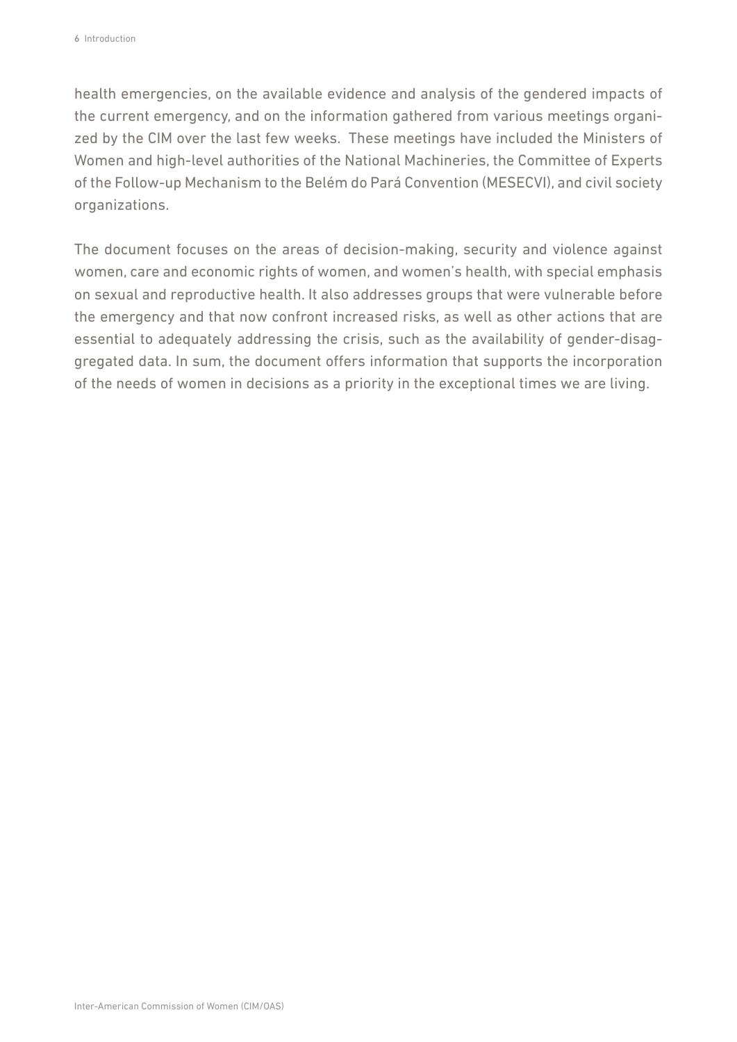health emergencies, on the available evidence and analysis of the gendered impacts of the current emergency, and on the information gathered from various meetings organized by the CIM over the last few weeks. These meetings have included the Ministers of Women and high-level authorities of the National Machineries, the Committee of Experts of the Follow-up Mechanism to the Belém do Pará Convention (MESECVI), and civil society organizations.

The document focuses on the areas of decision-making, security and violence against women, care and economic rights of women, and women's health, with special emphasis on sexual and reproductive health. It also addresses groups that were vulnerable before the emergency and that now confront increased risks, as well as other actions that are essential to adequately addressing the crisis, such as the availability of gender-disaggregated data. In sum, the document offers information that supports the incorporation of the needs of women in decisions as a priority in the exceptional times we are living.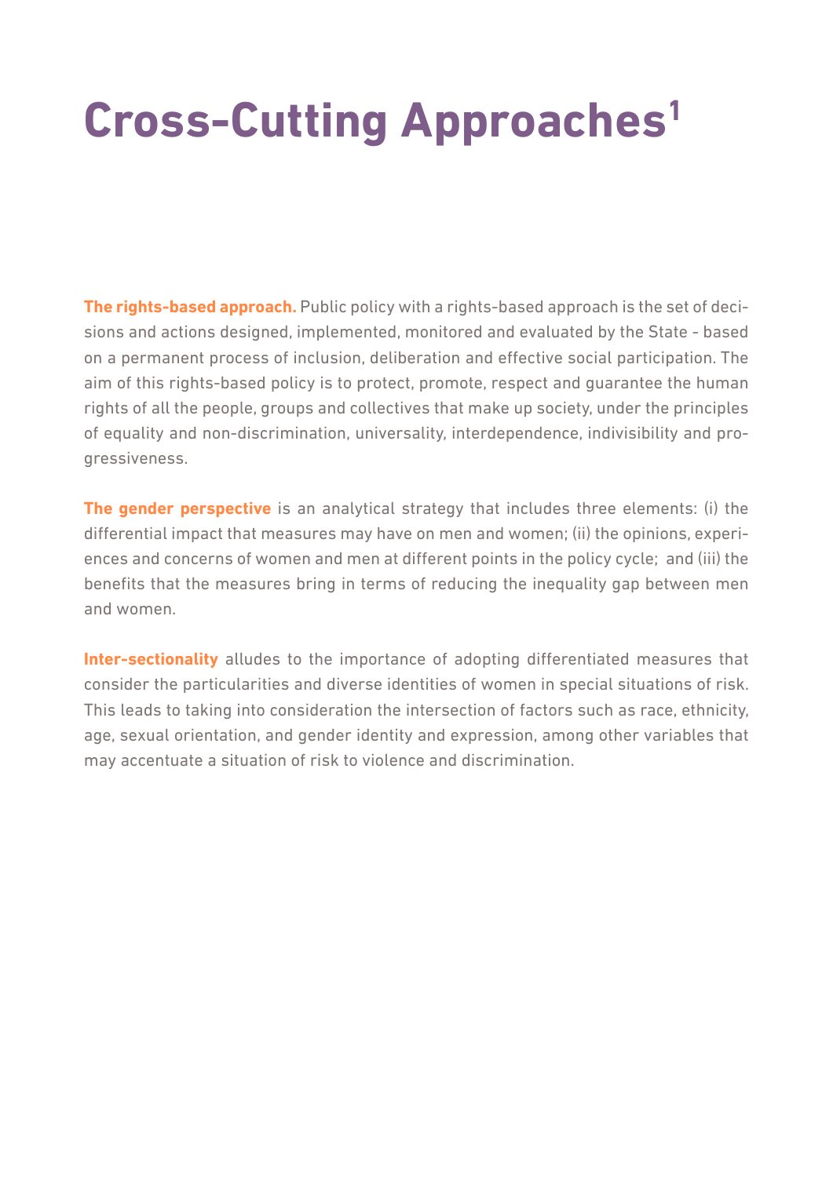# Cross-Cutting Approaches[1]

**The rights-based approach.** Public policy with a rights-based approach is the set of decisions and actions designed, implemented, monitored and evaluated by the State - based on a permanent process of inclusion, deliberation and effective social participation. The aim of this rights-based policy is to protect, promote, respect and guarantee the human rights of all the people, groups and collectives that make up society, under the principles of equality and non-discrimination, universality, interdependence, indivisibility and progressiveness.

**The gender perspective** is an analytical strategy that includes three elements: (i) the differential impact that measures may have on men and women; (ii) the opinions, experiences and concerns of women and men at different points in the policy cycle; and (iii) the benefits that the measures bring in terms of reducing the inequality gap between men and women.

**Inter-sectionality** alludes to the importance of adopting differentiated measures that consider the particularities and diverse identities of women in special situations of risk. This leads to taking into consideration the intersection of factors such as race, ethnicity, age, sexual orientation, and gender identity and expression, among other variables that may accentuate a situation of risk to violence and discrimination.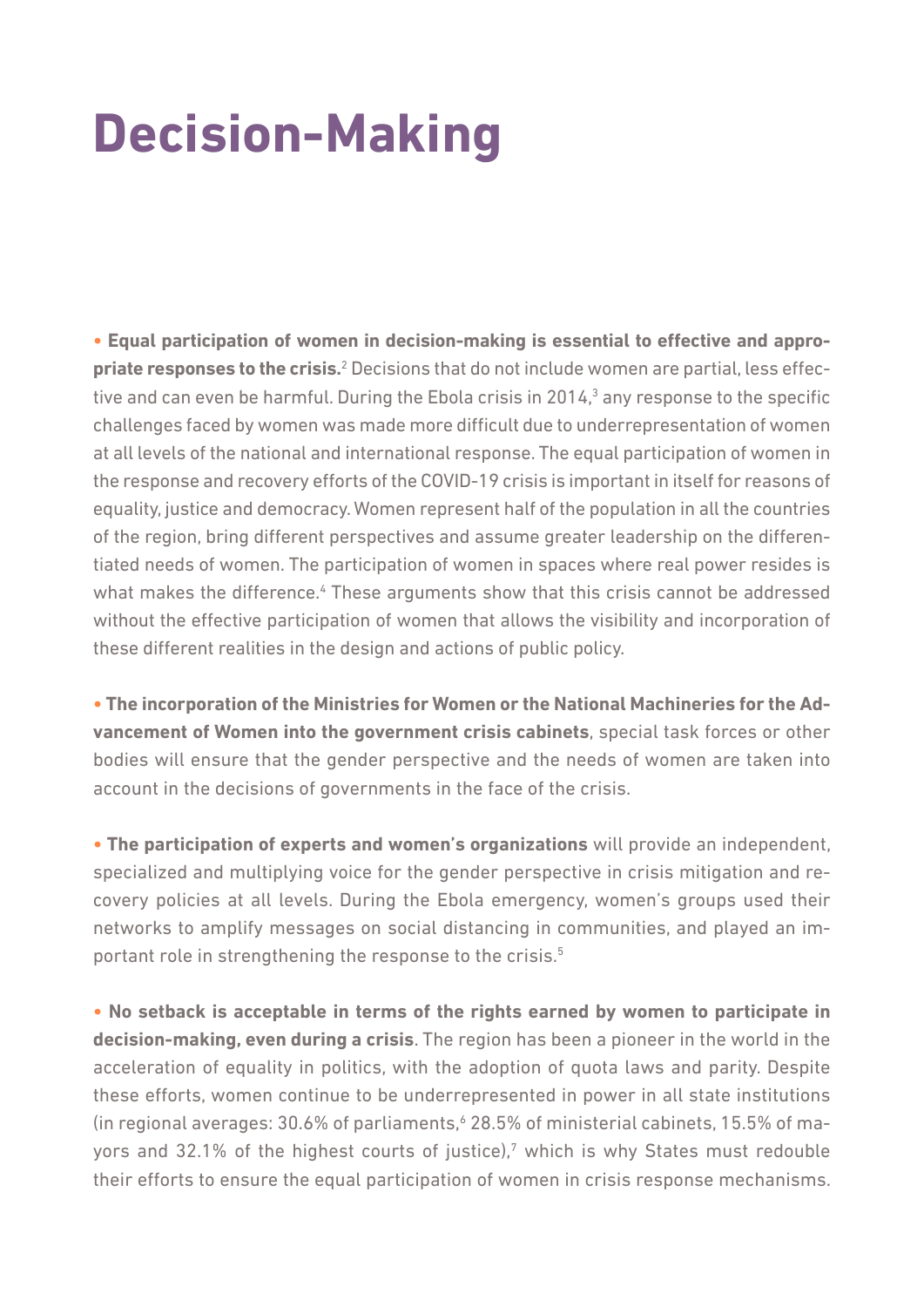# Decision-Making

- **Equal participation of women in decision-making is essential to effective and appropriate responses to the crisis.**[2] Decisions that do not include women are partial, less effective and can even be harmful. During the Ebola crisis in 2014,[3] any response to the specific challenges faced by women was made more difficult due to underrepresentation of women at all levels of the national and international response. The equal participation of women in the response and recovery efforts of the COVID-19 crisis is important in itself for reasons of equality, justice and democracy. Women represent half of the population in all the countries of the region, bring different perspectives and assume greater leadership on the differentiated needs of women. The participation of women in spaces where real power resides is what makes the difference.[4] These arguments show that this crisis cannot be addressed without the effective participation of women that allows the visibility and incorporation of these different realities in the design and actions of public policy.

- **The incorporation of the Ministries for Women or the National Machineries for the Advancement of Women into the government crisis cabinets**, special task forces or other bodies will ensure that the gender perspective and the needs of women are taken into account in the decisions of governments in the face of the crisis.

- **The participation of experts and women's organizations** will provide an independent, specialized and multiplying voice for the gender perspective in crisis mitigation and recovery policies at all levels. During the Ebola emergency, women's groups used their networks to amplify messages on social distancing in communities, and played an important role in strengthening the response to the crisis.[5]

- **No setback is acceptable in terms of the rights earned by women to participate in decision-making, even during a crisis**. The region has been a pioneer in the world in the acceleration of equality in politics, with the adoption of quota laws and parity. Despite these efforts, women continue to be underrepresented in power in all state institutions (in regional averages: 30.6% of parliaments,[6] 28.5% of ministerial cabinets, 15.5% of mayors and 32.1% of the highest courts of justice),[7] which is why States must redouble their efforts to ensure the equal participation of women in crisis response mechanisms.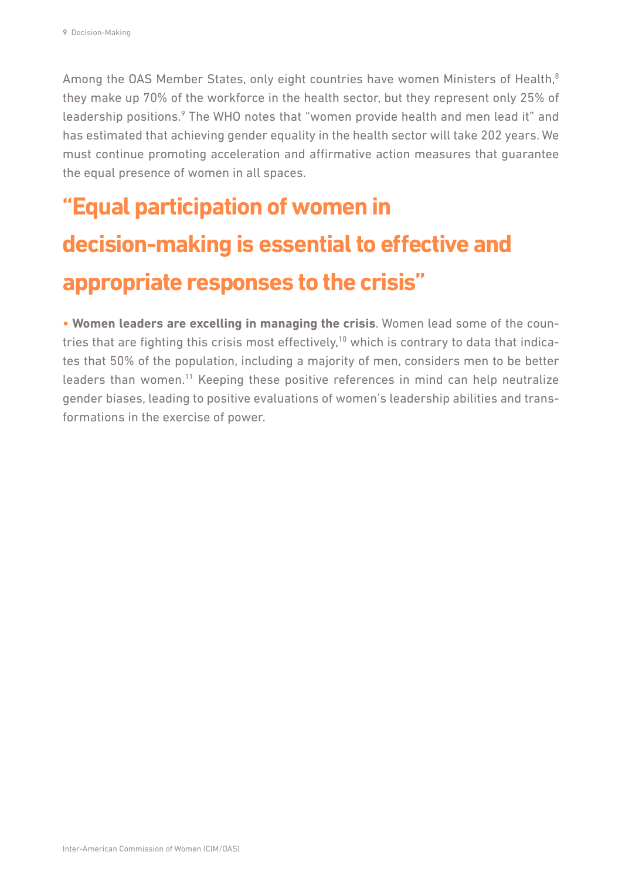Among the OAS Member States, only eight countries have women Ministers of Health,[8] they make up 70% of the workforce in the health sector, but they represent only 25% of leadership positions.[9] The WHO notes that "women provide health and men lead it" and has estimated that achieving gender equality in the health sector will take 202 years. We must continue promoting acceleration and affirmative action measures that guarantee the equal presence of women in all spaces.

## "Equal participation of women in decision-making is essential to effective and appropriate responses to the crisis"

- **Women leaders are excelling in managing the crisis**. Women lead some of the countries that are fighting this crisis most effectively,[10] which is contrary to data that indicates that 50% of the population, including a majority of men, considers men to be better leaders than women.[11] Keeping these positive references in mind can help neutralize gender biases, leading to positive evaluations of women's leadership abilities and transformations in the exercise of power.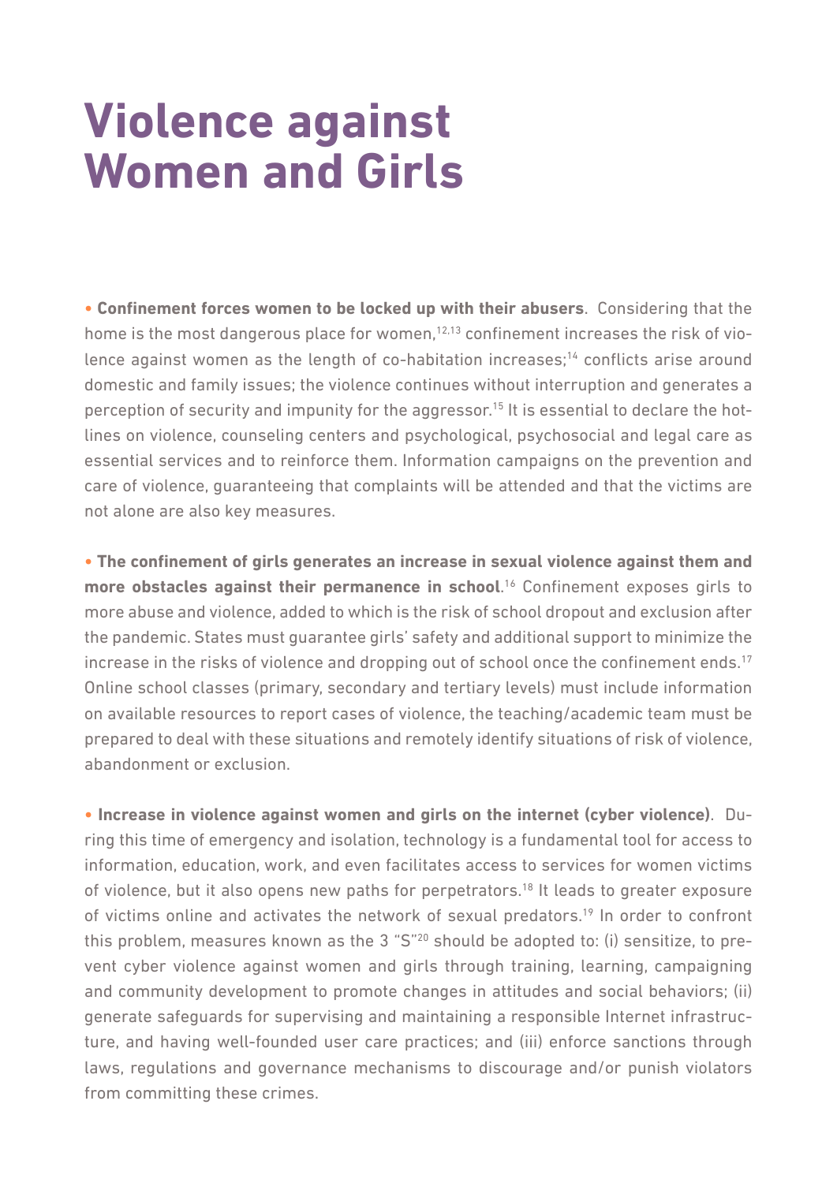# Violence against Women and Girls

- **Confinement forces women to be locked up with their abusers**. Considering that the home is the most dangerous place for women,[12,13] confinement increases the risk of violence against women as the length of co-habitation increases;[14] conflicts arise around domestic and family issues; the violence continues without interruption and generates a perception of security and impunity for the aggressor.[15] It is essential to declare the hotlines on violence, counseling centers and psychological, psychosocial and legal care as essential services and to reinforce them. Information campaigns on the prevention and care of violence, guaranteeing that complaints will be attended and that the victims are not alone are also key measures.

- **The confinement of girls generates an increase in sexual violence against them and more obstacles against their permanence in school**.[16] Confinement exposes girls to more abuse and violence, added to which is the risk of school dropout and exclusion after the pandemic. States must guarantee girls' safety and additional support to minimize the increase in the risks of violence and dropping out of school once the confinement ends.[17] Online school classes (primary, secondary and tertiary levels) must include information on available resources to report cases of violence, the teaching/academic team must be prepared to deal with these situations and remotely identify situations of risk of violence, abandonment or exclusion.

- **Increase in violence against women and girls on the internet (cyber violence)**. During this time of emergency and isolation, technology is a fundamental tool for access to information, education, work, and even facilitates access to services for women victims of violence, but it also opens new paths for perpetrators.[18] It leads to greater exposure of victims online and activates the network of sexual predators.[19] In order to confront this problem, measures known as the 3 "S"[20] should be adopted to: (i) sensitize, to prevent cyber violence against women and girls through training, learning, campaigning and community development to promote changes in attitudes and social behaviors; (ii) generate safeguards for supervising and maintaining a responsible Internet infrastructure, and having well-founded user care practices; and (iii) enforce sanctions through laws, regulations and governance mechanisms to discourage and/or punish violators from committing these crimes.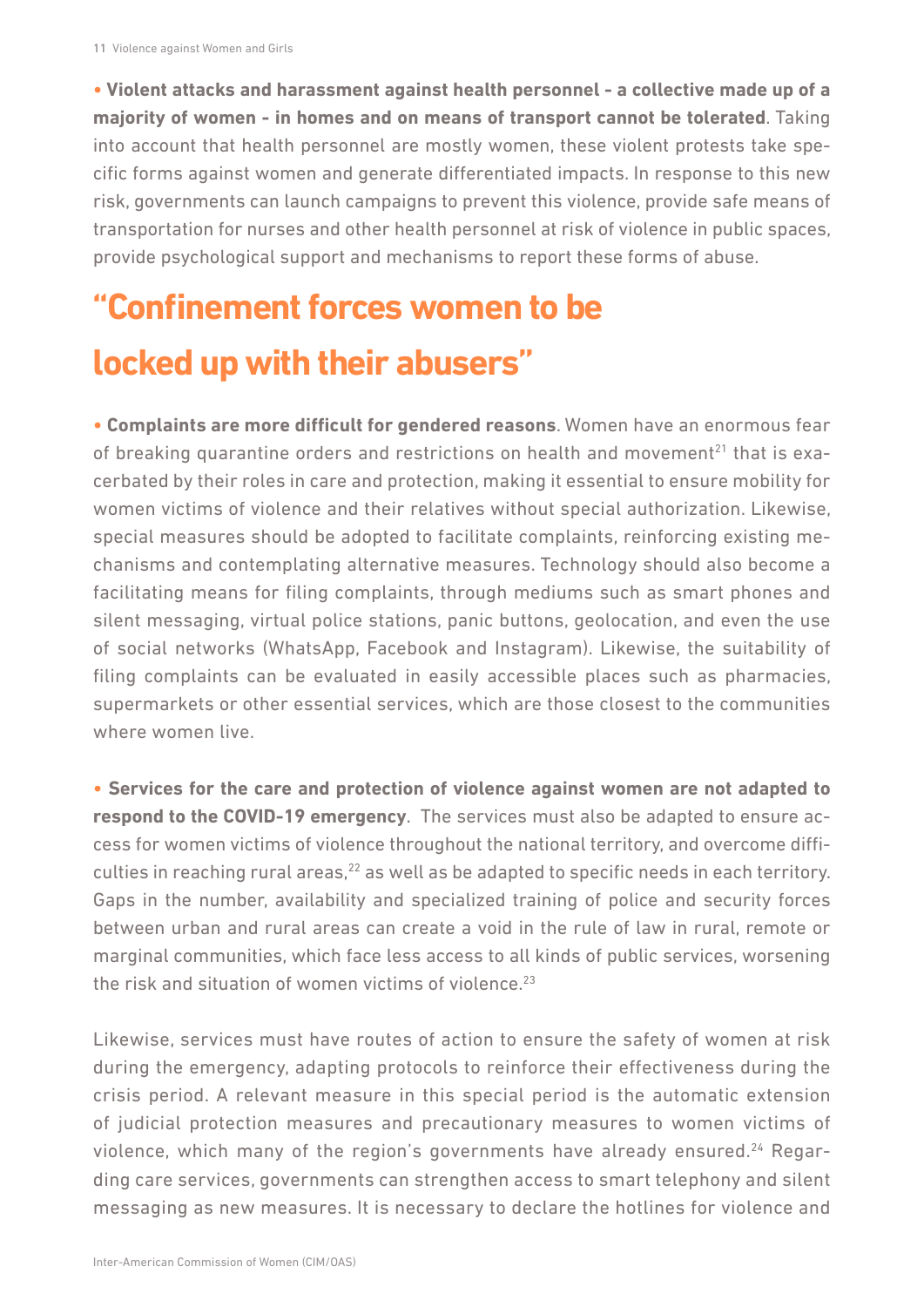• **Violent attacks and harassment against health personnel - a collective made up of a majority of women - in homes and on means of transport cannot be tolerated**. Taking into account that health personnel are mostly women, these violent protests take specific forms against women and generate differentiated impacts. In response to this new risk, governments can launch campaigns to prevent this violence, provide safe means of transportation for nurses and other health personnel at risk of violence in public spaces, provide psychological support and mechanisms to report these forms of abuse.

## "Confinement forces women to be locked up with their abusers"

• **Complaints are more difficult for gendered reasons**. Women have an enormous fear of breaking quarantine orders and restrictions on health and movement[21] that is exacerbated by their roles in care and protection, making it essential to ensure mobility for women victims of violence and their relatives without special authorization. Likewise, special measures should be adopted to facilitate complaints, reinforcing existing mechanisms and contemplating alternative measures. Technology should also become a facilitating means for filing complaints, through mediums such as smart phones and silent messaging, virtual police stations, panic buttons, geolocation, and even the use of social networks (WhatsApp, Facebook and Instagram). Likewise, the suitability of filing complaints can be evaluated in easily accessible places such as pharmacies, supermarkets or other essential services, which are those closest to the communities where women live.

• **Services for the care and protection of violence against women are not adapted to respond to the COVID-19 emergency**. The services must also be adapted to ensure access for women victims of violence throughout the national territory, and overcome difficulties in reaching rural areas,[22] as well as be adapted to specific needs in each territory. Gaps in the number, availability and specialized training of police and security forces between urban and rural areas can create a void in the rule of law in rural, remote or marginal communities, which face less access to all kinds of public services, worsening the risk and situation of women victims of violence.[23]

Likewise, services must have routes of action to ensure the safety of women at risk during the emergency, adapting protocols to reinforce their effectiveness during the crisis period. A relevant measure in this special period is the automatic extension of judicial protection measures and precautionary measures to women victims of violence, which many of the region's governments have already ensured.[24] Regarding care services, governments can strengthen access to smart telephony and silent messaging as new measures. It is necessary to declare the hotlines for violence and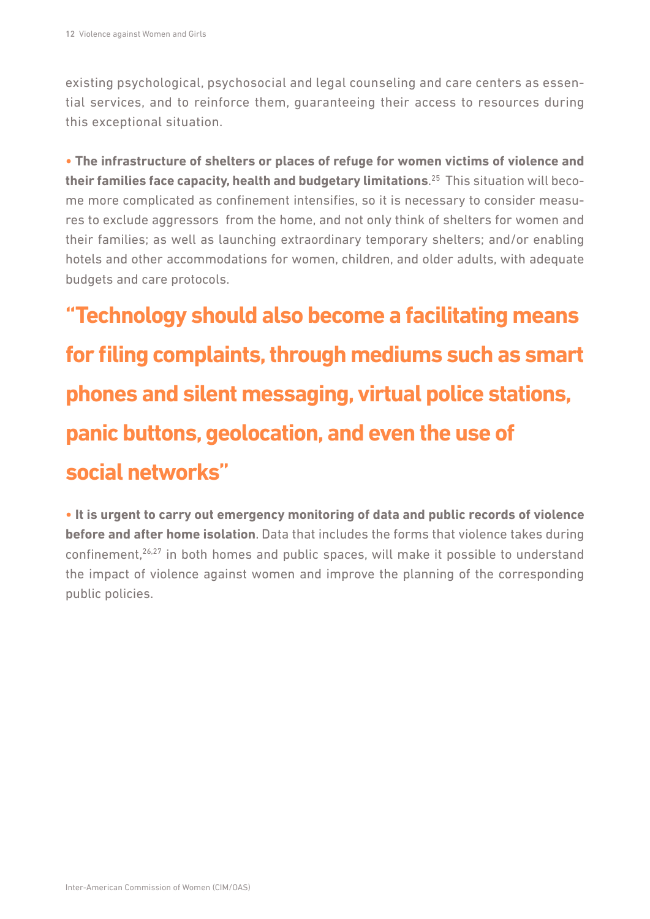existing psychological, psychosocial and legal counseling and care centers as essential services, and to reinforce them, guaranteeing their access to resources during this exceptional situation.

- **The infrastructure of shelters or places of refuge for women victims of violence and their families face capacity, health and budgetary limitations**.[25] This situation will become more complicated as confinement intensifies, so it is necessary to consider measures to exclude aggressors from the home, and not only think of shelters for women and their families; as well as launching extraordinary temporary shelters; and/or enabling hotels and other accommodations for women, children, and older adults, with adequate budgets and care protocols.

> **"Technology should also become a facilitating means for filing complaints, through mediums such as smart phones and silent messaging, virtual police stations, panic buttons, geolocation, and even the use of social networks"**

- **It is urgent to carry out emergency monitoring of data and public records of violence before and after home isolation**. Data that includes the forms that violence takes during confinement,[26,27] in both homes and public spaces, will make it possible to understand the impact of violence against women and improve the planning of the corresponding public policies.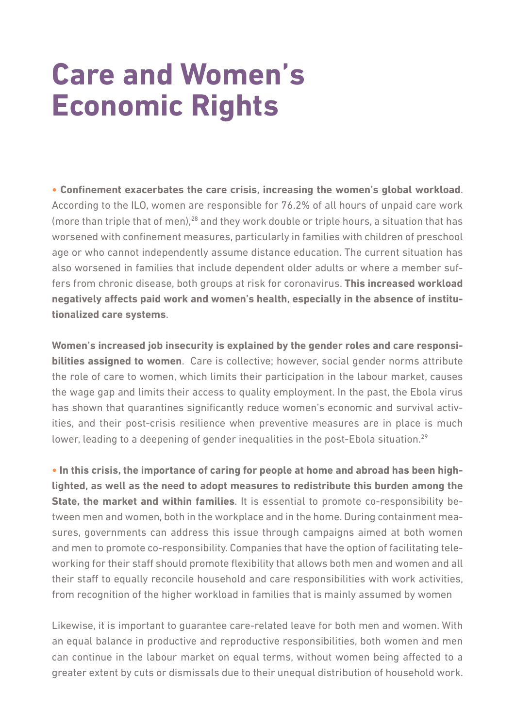# Care and Women's Economic Rights

• **Confinement exacerbates the care crisis, increasing the women's global workload**. According to the ILO, women are responsible for 76.2% of all hours of unpaid care work (more than triple that of men),[28] and they work double or triple hours, a situation that has worsened with confinement measures, particularly in families with children of preschool age or who cannot independently assume distance education. The current situation has also worsened in families that include dependent older adults or where a member suffers from chronic disease, both groups at risk for coronavirus. **This increased workload negatively affects paid work and women's health, especially in the absence of institutionalized care systems**.

**Women's increased job insecurity is explained by the gender roles and care responsibilities assigned to women**. Care is collective; however, social gender norms attribute the role of care to women, which limits their participation in the labour market, causes the wage gap and limits their access to quality employment. In the past, the Ebola virus has shown that quarantines significantly reduce women's economic and survival activities, and their post-crisis resilience when preventive measures are in place is much lower, leading to a deepening of gender inequalities in the post-Ebola situation.[29]

• **In this crisis, the importance of caring for people at home and abroad has been highlighted, as well as the need to adopt measures to redistribute this burden among the State, the market and within families**. It is essential to promote co-responsibility between men and women, both in the workplace and in the home. During containment measures, governments can address this issue through campaigns aimed at both women and men to promote co-responsibility. Companies that have the option of facilitating teleworking for their staff should promote flexibility that allows both men and women and all their staff to equally reconcile household and care responsibilities with work activities, from recognition of the higher workload in families that is mainly assumed by women

Likewise, it is important to guarantee care-related leave for both men and women. With an equal balance in productive and reproductive responsibilities, both women and men can continue in the labour market on equal terms, without women being affected to a greater extent by cuts or dismissals due to their unequal distribution of household work.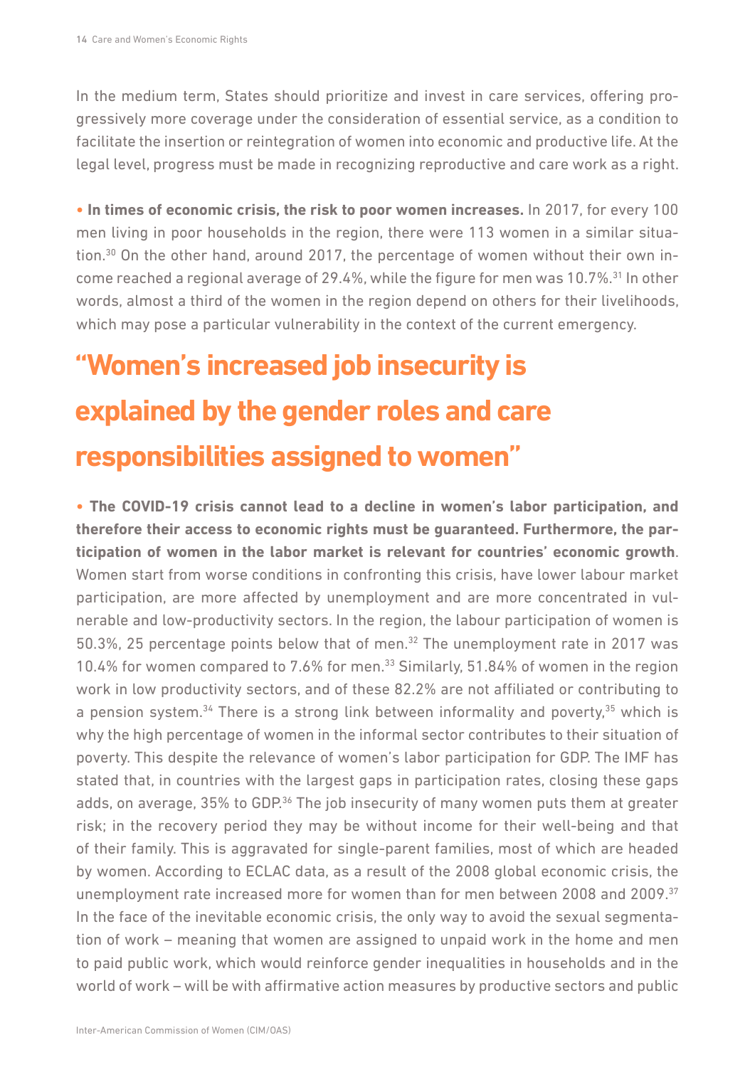In the medium term, States should prioritize and invest in care services, offering progressively more coverage under the consideration of essential service, as a condition to facilitate the insertion or reintegration of women into economic and productive life. At the legal level, progress must be made in recognizing reproductive and care work as a right.

- **In times of economic crisis, the risk to poor women increases.** In 2017, for every 100 men living in poor households in the region, there were 113 women in a similar situation.[30] On the other hand, around 2017, the percentage of women without their own income reached a regional average of 29.4%, while the figure for men was 10.7%.[31] In other words, almost a third of the women in the region depend on others for their livelihoods, which may pose a particular vulnerability in the context of the current emergency.

## "Women's increased job insecurity is explained by the gender roles and care responsibilities assigned to women"

- **The COVID-19 crisis cannot lead to a decline in women's labor participation, and therefore their access to economic rights must be guaranteed. Furthermore, the participation of women in the labor market is relevant for countries' economic growth**. Women start from worse conditions in confronting this crisis, have lower labour market participation, are more affected by unemployment and are more concentrated in vulnerable and low-productivity sectors. In the region, the labour participation of women is 50.3%, 25 percentage points below that of men.[32] The unemployment rate in 2017 was 10.4% for women compared to 7.6% for men.[33] Similarly, 51.84% of women in the region work in low productivity sectors, and of these 82.2% are not affiliated or contributing to a pension system.[34] There is a strong link between informality and poverty,[35] which is why the high percentage of women in the informal sector contributes to their situation of poverty. This despite the relevance of women's labor participation for GDP. The IMF has stated that, in countries with the largest gaps in participation rates, closing these gaps adds, on average, 35% to GDP.[36] The job insecurity of many women puts them at greater risk; in the recovery period they may be without income for their well-being and that of their family. This is aggravated for single-parent families, most of which are headed by women. According to ECLAC data, as a result of the 2008 global economic crisis, the unemployment rate increased more for women than for men between 2008 and 2009.[37] In the face of the inevitable economic crisis, the only way to avoid the sexual segmentation of work – meaning that women are assigned to unpaid work in the home and men to paid public work, which would reinforce gender inequalities in households and in the world of work – will be with affirmative action measures by productive sectors and public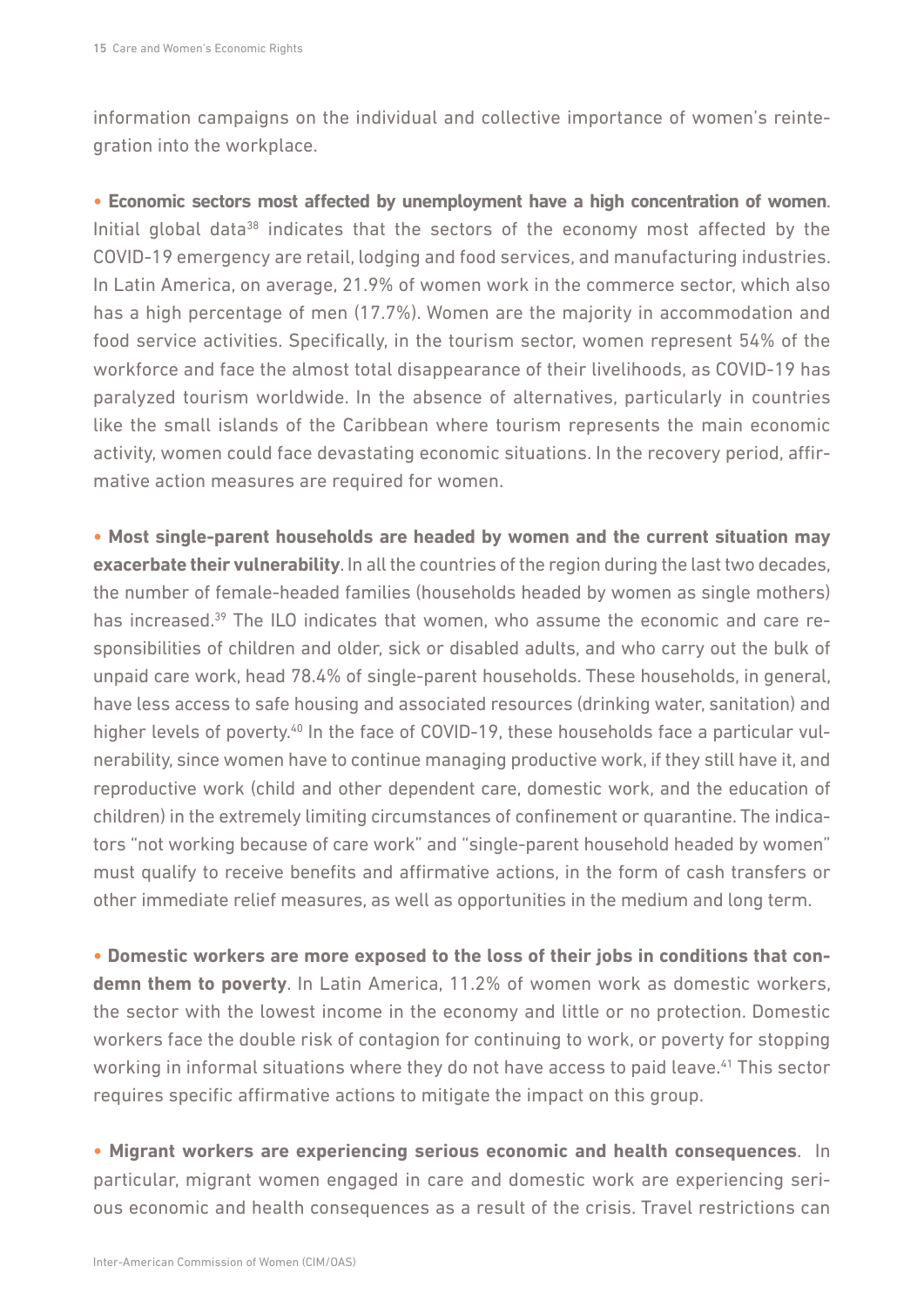information campaigns on the individual and collective importance of women's reintegration into the workplace.

• **Economic sectors most affected by unemployment have a high concentration of women**. Initial global data[38] indicates that the sectors of the economy most affected by the COVID-19 emergency are retail, lodging and food services, and manufacturing industries. In Latin America, on average, 21.9% of women work in the commerce sector, which also has a high percentage of men (17.7%). Women are the majority in accommodation and food service activities. Specifically, in the tourism sector, women represent 54% of the workforce and face the almost total disappearance of their livelihoods, as COVID-19 has paralyzed tourism worldwide. In the absence of alternatives, particularly in countries like the small islands of the Caribbean where tourism represents the main economic activity, women could face devastating economic situations. In the recovery period, affirmative action measures are required for women.

• **Most single-parent households are headed by women and the current situation may exacerbate their vulnerability**. In all the countries of the region during the last two decades, the number of female-headed families (households headed by women as single mothers) has increased.[39] The ILO indicates that women, who assume the economic and care responsibilities of children and older, sick or disabled adults, and who carry out the bulk of unpaid care work, head 78.4% of single-parent households. These households, in general, have less access to safe housing and associated resources (drinking water, sanitation) and higher levels of poverty.[40] In the face of COVID-19, these households face a particular vulnerability, since women have to continue managing productive work, if they still have it, and reproductive work (child and other dependent care, domestic work, and the education of children) in the extremely limiting circumstances of confinement or quarantine. The indicators "not working because of care work" and "single-parent household headed by women" must qualify to receive benefits and affirmative actions, in the form of cash transfers or other immediate relief measures, as well as opportunities in the medium and long term.

• **Domestic workers are more exposed to the loss of their jobs in conditions that condemn them to poverty**. In Latin America, 11.2% of women work as domestic workers, the sector with the lowest income in the economy and little or no protection. Domestic workers face the double risk of contagion for continuing to work, or poverty for stopping working in informal situations where they do not have access to paid leave.[41] This sector requires specific affirmative actions to mitigate the impact on this group.

• **Migrant workers are experiencing serious economic and health consequences**. In particular, migrant women engaged in care and domestic work are experiencing serious economic and health consequences as a result of the crisis. Travel restrictions can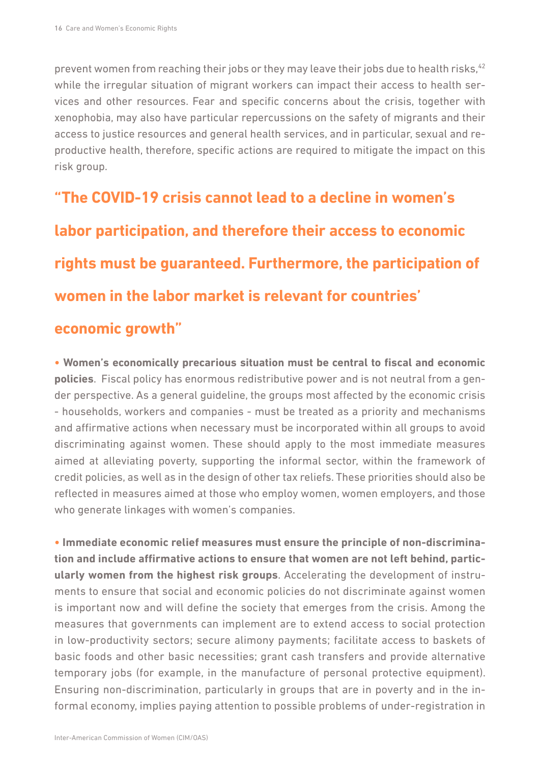prevent women from reaching their jobs or they may leave their jobs due to health risks,[42] while the irregular situation of migrant workers can impact their access to health services and other resources. Fear and specific concerns about the crisis, together with xenophobia, may also have particular repercussions on the safety of migrants and their access to justice resources and general health services, and in particular, sexual and reproductive health, therefore, specific actions are required to mitigate the impact on this risk group.

**"The COVID-19 crisis cannot lead to a decline in women's labor participation, and therefore their access to economic rights must be guaranteed. Furthermore, the participation of women in the labor market is relevant for countries' economic growth"**

- **Women's economically precarious situation must be central to fiscal and economic policies**. Fiscal policy has enormous redistributive power and is not neutral from a gender perspective. As a general guideline, the groups most affected by the economic crisis - households, workers and companies - must be treated as a priority and mechanisms and affirmative actions when necessary must be incorporated within all groups to avoid discriminating against women. These should apply to the most immediate measures aimed at alleviating poverty, supporting the informal sector, within the framework of credit policies, as well as in the design of other tax reliefs. These priorities should also be reflected in measures aimed at those who employ women, women employers, and those who generate linkages with women's companies.

- **Immediate economic relief measures must ensure the principle of non-discrimination and include affirmative actions to ensure that women are not left behind, particularly women from the highest risk groups**. Accelerating the development of instruments to ensure that social and economic policies do not discriminate against women is important now and will define the society that emerges from the crisis. Among the measures that governments can implement are to extend access to social protection in low-productivity sectors; secure alimony payments; facilitate access to baskets of basic foods and other basic necessities; grant cash transfers and provide alternative temporary jobs (for example, in the manufacture of personal protective equipment). Ensuring non-discrimination, particularly in groups that are in poverty and in the informal economy, implies paying attention to possible problems of under-registration in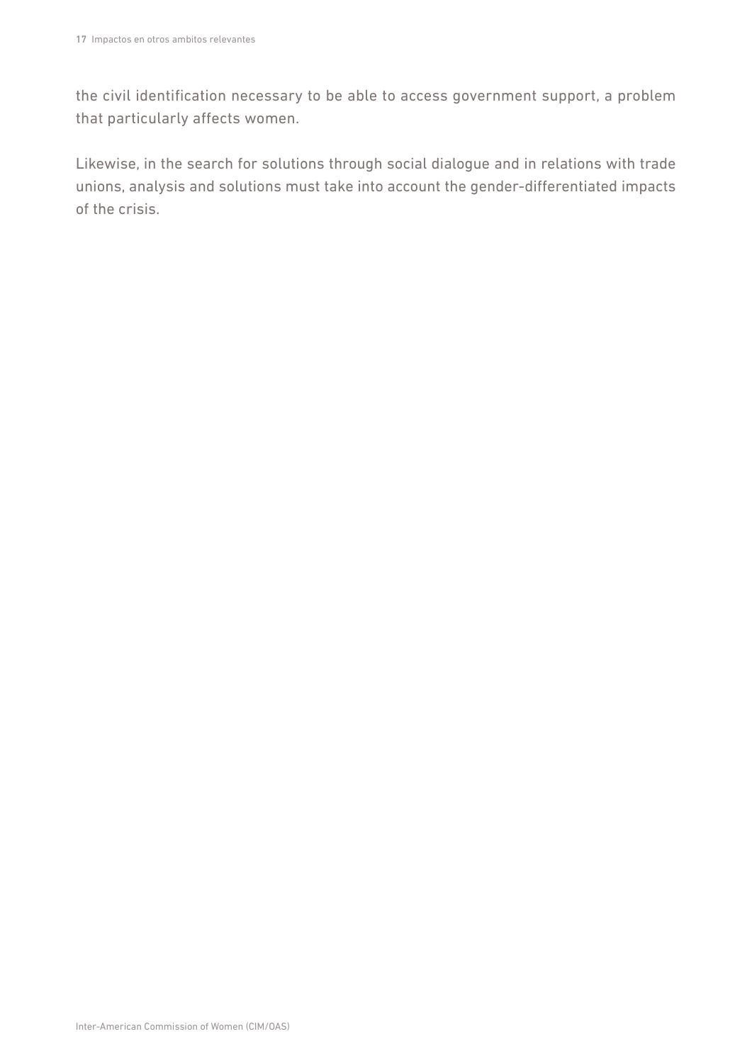the civil identification necessary to be able to access government support, a problem that particularly affects women.

Likewise, in the search for solutions through social dialogue and in relations with trade unions, analysis and solutions must take into account the gender-differentiated impacts of the crisis.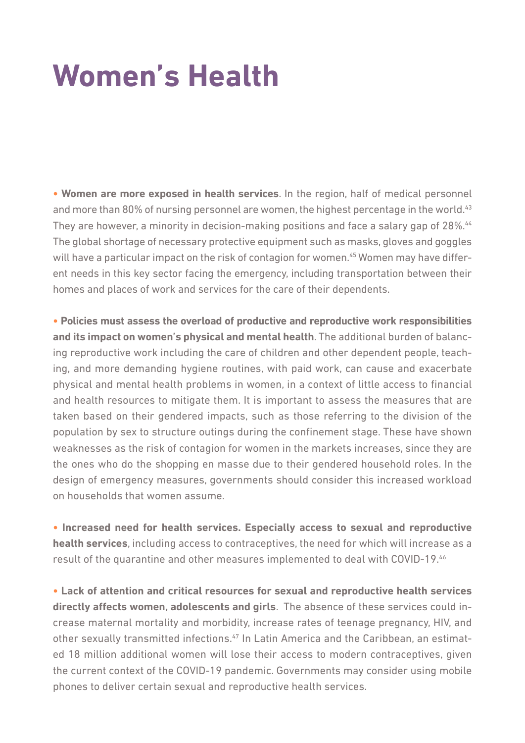# Women's Health

• **Women are more exposed in health services**. In the region, half of medical personnel and more than 80% of nursing personnel are women, the highest percentage in the world.[43] They are however, a minority in decision-making positions and face a salary gap of 28%.[44] The global shortage of necessary protective equipment such as masks, gloves and goggles will have a particular impact on the risk of contagion for women.[45] Women may have different needs in this key sector facing the emergency, including transportation between their homes and places of work and services for the care of their dependents.

• **Policies must assess the overload of productive and reproductive work responsibilities and its impact on women's physical and mental health**. The additional burden of balancing reproductive work including the care of children and other dependent people, teaching, and more demanding hygiene routines, with paid work, can cause and exacerbate physical and mental health problems in women, in a context of little access to financial and health resources to mitigate them. It is important to assess the measures that are taken based on their gendered impacts, such as those referring to the division of the population by sex to structure outings during the confinement stage. These have shown weaknesses as the risk of contagion for women in the markets increases, since they are the ones who do the shopping en masse due to their gendered household roles. In the design of emergency measures, governments should consider this increased workload on households that women assume.

• **Increased need for health services. Especially access to sexual and reproductive health services**, including access to contraceptives, the need for which will increase as a result of the quarantine and other measures implemented to deal with COVID-19.[46]

• **Lack of attention and critical resources for sexual and reproductive health services directly affects women, adolescents and girls**. The absence of these services could increase maternal mortality and morbidity, increase rates of teenage pregnancy, HIV, and other sexually transmitted infections.[47] In Latin America and the Caribbean, an estimated 18 million additional women will lose their access to modern contraceptives, given the current context of the COVID-19 pandemic. Governments may consider using mobile phones to deliver certain sexual and reproductive health services.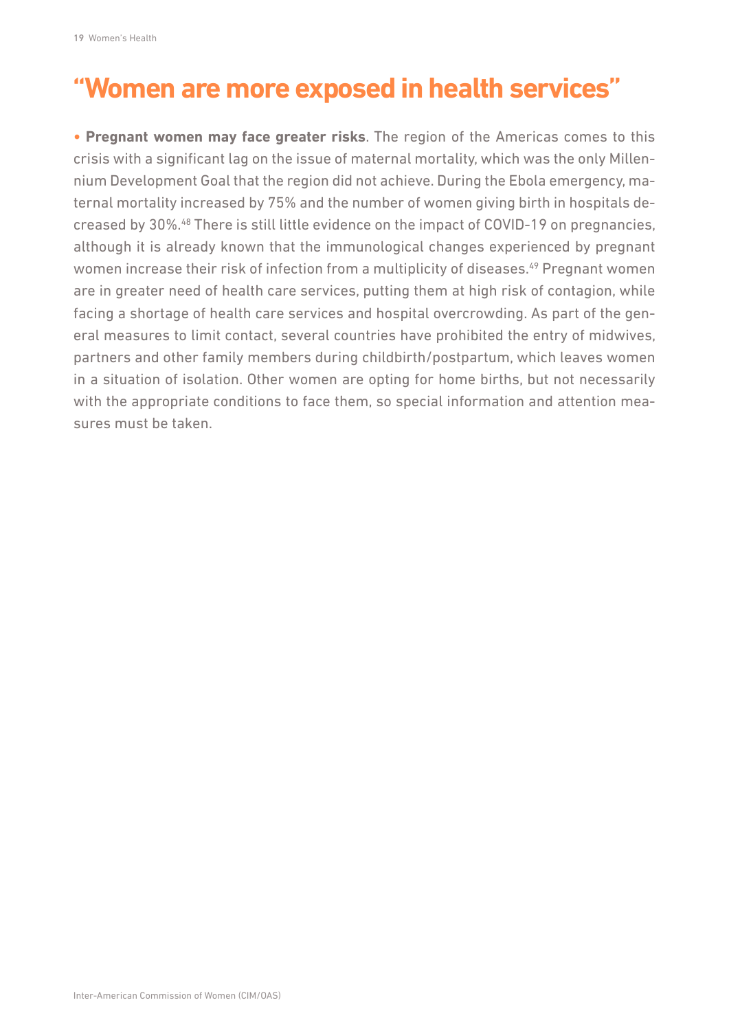# "Women are more exposed in health services"

• **Pregnant women may face greater risks**. The region of the Americas comes to this crisis with a significant lag on the issue of maternal mortality, which was the only Millennium Development Goal that the region did not achieve. During the Ebola emergency, maternal mortality increased by 75% and the number of women giving birth in hospitals decreased by 30%.[48] There is still little evidence on the impact of COVID-19 on pregnancies, although it is already known that the immunological changes experienced by pregnant women increase their risk of infection from a multiplicity of diseases.[49] Pregnant women are in greater need of health care services, putting them at high risk of contagion, while facing a shortage of health care services and hospital overcrowding. As part of the general measures to limit contact, several countries have prohibited the entry of midwives, partners and other family members during childbirth/postpartum, which leaves women in a situation of isolation. Other women are opting for home births, but not necessarily with the appropriate conditions to face them, so special information and attention measures must be taken.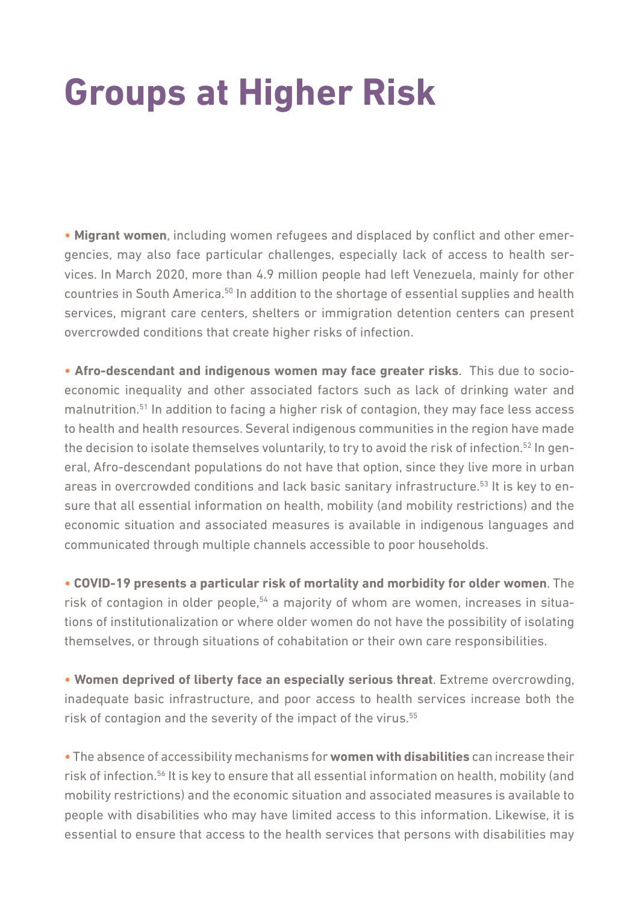# Groups at Higher Risk

- **Migrant women**, including women refugees and displaced by conflict and other emergencies, may also face particular challenges, especially lack of access to health services. In March 2020, more than 4.9 million people had left Venezuela, mainly for other countries in South America.[50] In addition to the shortage of essential supplies and health services, migrant care centers, shelters or immigration detention centers can present overcrowded conditions that create higher risks of infection.

- **Afro-descendant and indigenous women may face greater risks**. This due to socio-economic inequality and other associated factors such as lack of drinking water and malnutrition.[51] In addition to facing a higher risk of contagion, they may face less access to health and health resources. Several indigenous communities in the region have made the decision to isolate themselves voluntarily, to try to avoid the risk of infection.[52] In general, Afro-descendant populations do not have that option, since they live more in urban areas in overcrowded conditions and lack basic sanitary infrastructure.[53] It is key to ensure that all essential information on health, mobility (and mobility restrictions) and the economic situation and associated measures is available in indigenous languages and communicated through multiple channels accessible to poor households.

- **COVID-19 presents a particular risk of mortality and morbidity for older women**. The risk of contagion in older people,[54] a majority of whom are women, increases in situations of institutionalization or where older women do not have the possibility of isolating themselves, or through situations of cohabitation or their own care responsibilities.

- **Women deprived of liberty face an especially serious threat**. Extreme overcrowding, inadequate basic infrastructure, and poor access to health services increase both the risk of contagion and the severity of the impact of the virus.[55]

- The absence of accessibility mechanisms for **women with disabilities** can increase their risk of infection.[56] It is key to ensure that all essential information on health, mobility (and mobility restrictions) and the economic situation and associated measures is available to people with disabilities who may have limited access to this information. Likewise, it is essential to ensure that access to the health services that persons with disabilities may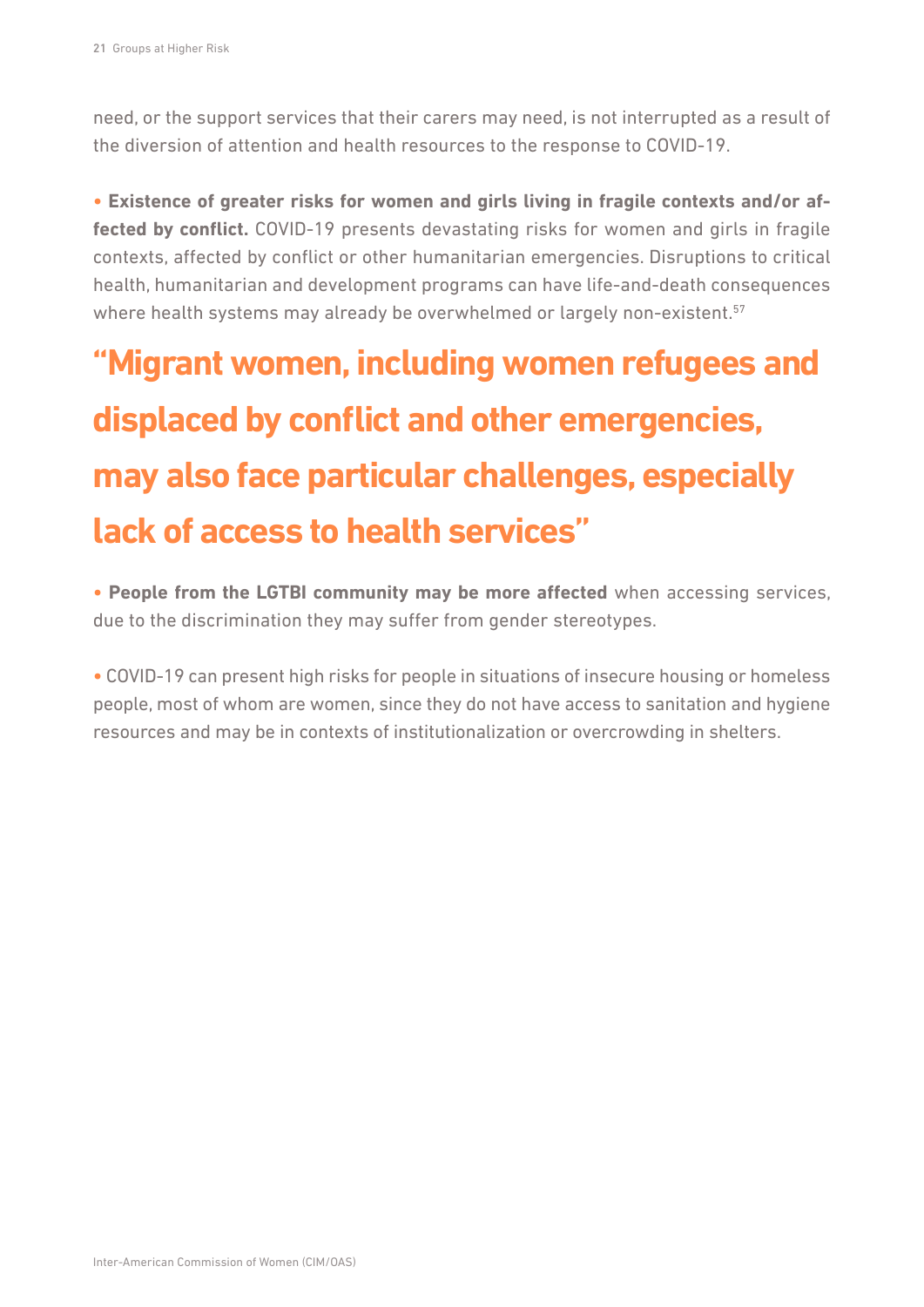need, or the support services that their carers may need, is not interrupted as a result of the diversion of attention and health resources to the response to COVID-19.

- **Existence of greater risks for women and girls living in fragile contexts and/or affected by conflict.** COVID-19 presents devastating risks for women and girls in fragile contexts, affected by conflict or other humanitarian emergencies. Disruptions to critical health, humanitarian and development programs can have life-and-death consequences where health systems may already be overwhelmed or largely non-existent.[57]

**"Migrant women, including women refugees and displaced by conflict and other emergencies, may also face particular challenges, especially lack of access to health services"**

- **People from the LGTBI community may be more affected** when accessing services, due to the discrimination they may suffer from gender stereotypes.

- COVID-19 can present high risks for people in situations of insecure housing or homeless people, most of whom are women, since they do not have access to sanitation and hygiene resources and may be in contexts of institutionalization or overcrowding in shelters.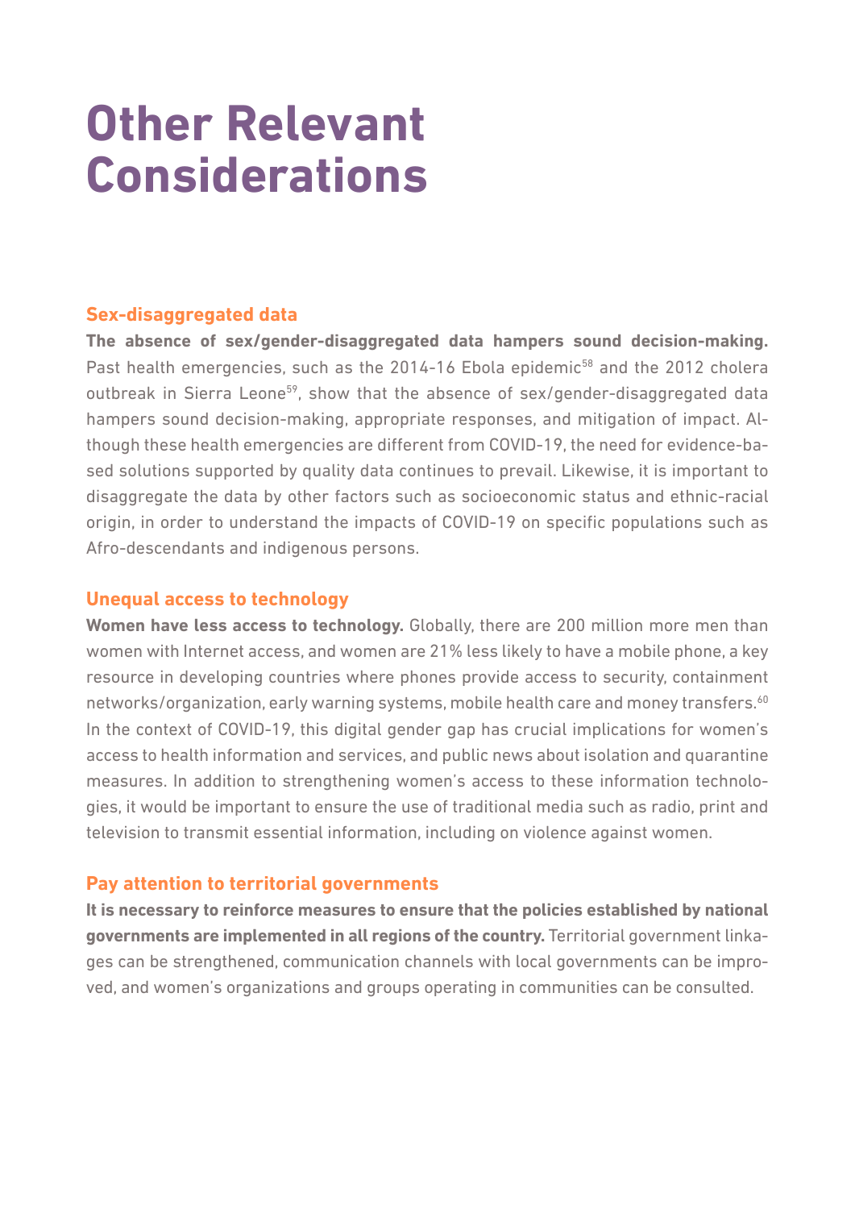# Other Relevant Considerations

## Sex-disaggregated data

**The absence of sex/gender-disaggregated data hampers sound decision-making.** Past health emergencies, such as the 2014-16 Ebola epidemic[58] and the 2012 cholera outbreak in Sierra Leone[59], show that the absence of sex/gender-disaggregated data hampers sound decision-making, appropriate responses, and mitigation of impact. Although these health emergencies are different from COVID-19, the need for evidence-based solutions supported by quality data continues to prevail. Likewise, it is important to disaggregate the data by other factors such as socioeconomic status and ethnic-racial origin, in order to understand the impacts of COVID-19 on specific populations such as Afro-descendants and indigenous persons.

## Unequal access to technology

**Women have less access to technology.** Globally, there are 200 million more men than women with Internet access, and women are 21% less likely to have a mobile phone, a key resource in developing countries where phones provide access to security, containment networks/organization, early warning systems, mobile health care and money transfers.[60] In the context of COVID-19, this digital gender gap has crucial implications for women's access to health information and services, and public news about isolation and quarantine measures. In addition to strengthening women's access to these information technologies, it would be important to ensure the use of traditional media such as radio, print and television to transmit essential information, including on violence against women.

## Pay attention to territorial governments

**It is necessary to reinforce measures to ensure that the policies established by national governments are implemented in all regions of the country.** Territorial government linkages can be strengthened, communication channels with local governments can be improved, and women's organizations and groups operating in communities can be consulted.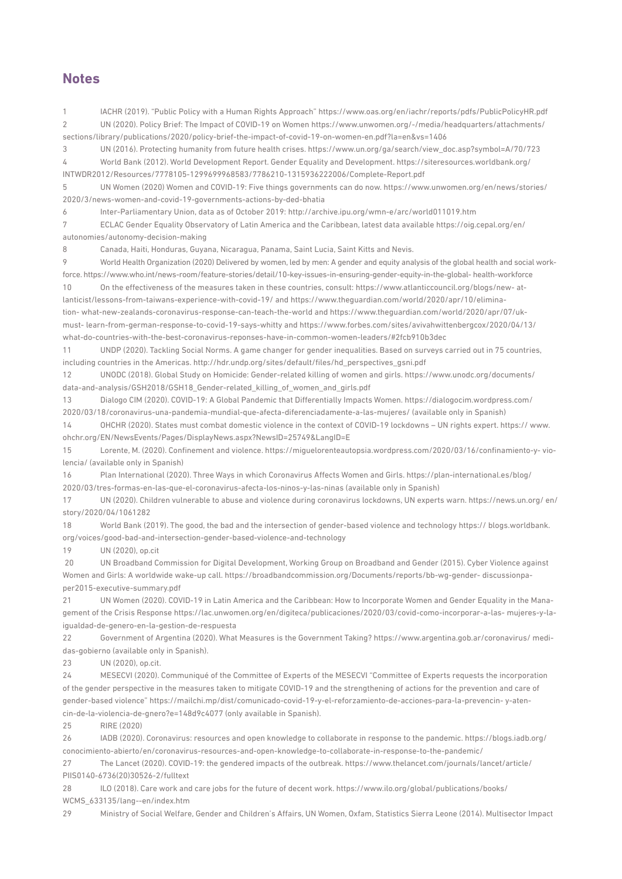## Notes

1 IACHR (2019). "Public Policy with a Human Rights Approach" https://www.oas.org/en/iachr/reports/pdfs/PublicPolicyHR.pdf

2 UN (2020). Policy Brief: The Impact of COVID-19 on Women https://www.unwomen.org/-/media/headquarters/attachments/sections/library/publications/2020/policy-brief-the-impact-of-covid-19-on-women-en.pdf?la=en&vs=1406

3 UN (2016). Protecting humanity from future health crises. https://www.un.org/ga/search/view_doc.asp?symbol=A/70/723

4 World Bank (2012). World Development Report. Gender Equality and Development. https://siteresources.worldbank.org/INTWDR2012/Resources/7778105-1299699968583/7786210-1315936222006/Complete-Report.pdf

5 UN Women (2020) Women and COVID-19: Five things governments can do now. https://www.unwomen.org/en/news/stories/2020/3/news-women-and-covid-19-governments-actions-by-ded-bhatia

6 Inter-Parliamentary Union, data as of October 2019: http://archive.ipu.org/wmn-e/arc/world011019.htm

7 ECLAC Gender Equality Observatory of Latin America and the Caribbean, latest data available https://oig.cepal.org/en/autonomies/autonomy-decision-making

8 Canada, Haiti, Honduras, Guyana, Nicaragua, Panama, Saint Lucia, Saint Kitts and Nevis.

9 World Health Organization (2020) Delivered by women, led by men: A gender and equity analysis of the global health and social workforce. https://www.who.int/news-room/feature-stories/detail/10-key-issues-in-ensuring-gender-equity-in-the-global- health-workforce

10 On the effectiveness of the measures taken in these countries, consult: https://www.atlanticcouncil.org/blogs/new- atlanticist/lessons-from-taiwans-experience-with-covid-19/ and https://www.theguardian.com/world/2020/apr/10/elimination- what-new-zealands-coronavirus-response-can-teach-the-world and https://www.theguardian.com/world/2020/apr/07/uk-must- learn-from-german-response-to-covid-19-says-whitty and https://www.forbes.com/sites/avivahwittenbergcox/2020/04/13/what-do-countries-with-the-best-coronavirus-reponses-have-in-common-women-leaders/#2fcb910b3dec

11 UNDP (2020). Tackling Social Norms. A game changer for gender inequalities. Based on surveys carried out in 75 countries, including countries in the Americas. http://hdr.undp.org/sites/default/files/hd_perspectives_gsni.pdf

12 UNODC (2018). Global Study on Homicide: Gender-related killing of women and girls. https://www.unodc.org/documents/data-and-analysis/GSH2018/GSH18_Gender-related_killing_of_women_and_girls.pdf

13 Dialogo CIM (2020). COVID-19: A Global Pandemic that Differentially Impacts Women. https://dialogocim.wordpress.com/2020/03/18/coronavirus-una-pandemia-mundial-que-afecta-diferenciadamente-a-las-mujeres/ (available only in Spanish)

14 OHCHR (2020). States must combat domestic violence in the context of COVID-19 lockdowns – UN rights expert. https:// www.ohchr.org/EN/NewsEvents/Pages/DisplayNews.aspx?NewsID=25749&LangID=E

15 Lorente, M. (2020). Confinement and violence. https://miguelorenteautopsia.wordpress.com/2020/03/16/confinamiento-y- violencia/ (available only in Spanish)

16 Plan International (2020). Three Ways in which Coronavirus Affects Women and Girls. https://plan-international.es/blog/2020/03/tres-formas-en-las-que-el-coronavirus-afecta-los-ninos-y-las-ninas (available only in Spanish)

17 UN (2020). Children vulnerable to abuse and violence during coronavirus lockdowns, UN experts warn. https://news.un.org/ en/story/2020/04/1061282

18 World Bank (2019). The good, the bad and the intersection of gender-based violence and technology https:// blogs.worldbank.org/voices/good-bad-and-intersection-gender-based-violence-and-technology

19 UN (2020), op.cit

20 UN Broadband Commission for Digital Development, Working Group on Broadband and Gender (2015). Cyber Violence against Women and Girls: A worldwide wake-up call. https://broadbandcommission.org/Documents/reports/bb-wg-gender- discussionpaper2015-executive-summary.pdf

21 UN Women (2020). COVID-19 in Latin America and the Caribbean: How to Incorporate Women and Gender Equality in the Management of the Crisis Response https://lac.unwomen.org/en/digiteca/publicaciones/2020/03/covid-como-incorporar-a-las- mujeres-y-la-igualdad-de-genero-en-la-gestion-de-respuesta

22 Government of Argentina (2020). What Measures is the Government Taking? https://www.argentina.gob.ar/coronavirus/ medidas-gobierno (available only in Spanish).

23 UN (2020), op.cit.

24 MESECVI (2020). Communiqué of the Committee of Experts of the MESECVI "Committee of Experts requests the incorporation of the gender perspective in the measures taken to mitigate COVID-19 and the strengthening of actions for the prevention and care of gender-based violence" https://mailchi.mp/dist/comunicado-covid-19-y-el-reforzamiento-de-acciones-para-la-prevencin- y-atencin-de-la-violencia-de-gnero?e=148d9c4077 (only available in Spanish).

25 RIRE (2020)

26 IADB (2020). Coronavirus: resources and open knowledge to collaborate in response to the pandemic. https://blogs.iadb.org/conocimiento-abierto/en/coronavirus-resources-and-open-knowledge-to-collaborate-in-response-to-the-pandemic/

27 The Lancet (2020). COVID-19: the gendered impacts of the outbreak. https://www.thelancet.com/journals/lancet/article/PIIS0140-6736(20)30526-2/fulltext

28 ILO (2018). Care work and care jobs for the future of decent work. https://www.ilo.org/global/publications/books/WCMS_633135/lang--en/index.htm

29 Ministry of Social Welfare, Gender and Children's Affairs, UN Women, Oxfam, Statistics Sierra Leone (2014). Multisector Impact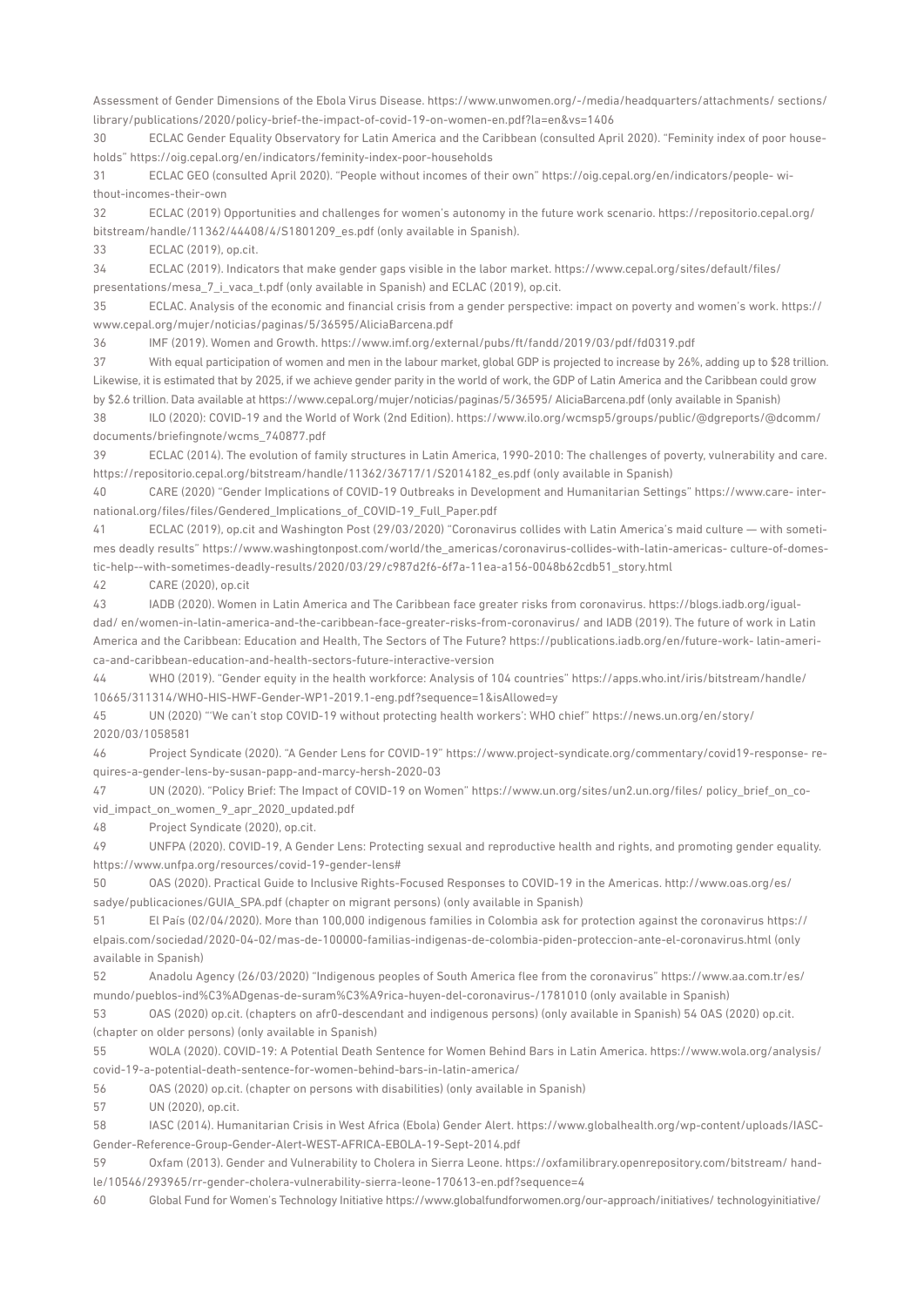Assessment of Gender Dimensions of the Ebola Virus Disease. https://www.unwomen.org/-/media/headquarters/attachments/ sections/library/publications/2020/policy-brief-the-impact-of-covid-19-on-women-en.pdf?la=en&vs=1406

30 ECLAC Gender Equality Observatory for Latin America and the Caribbean (consulted April 2020). "Feminity index of poor households" https://oig.cepal.org/en/indicators/feminity-index-poor-households

31 ECLAC GEO (consulted April 2020). "People without incomes of their own" https://oig.cepal.org/en/indicators/people- without-incomes-their-own

32 ECLAC (2019) Opportunities and challenges for women's autonomy in the future work scenario. https://repositorio.cepal.org/bitstream/handle/11362/44408/4/S1801209_es.pdf (only available in Spanish).

33 ECLAC (2019), op.cit.

34 ECLAC (2019). Indicators that make gender gaps visible in the labor market. https://www.cepal.org/sites/default/files/presentations/mesa_7_i_vaca_t.pdf (only available in Spanish) and ECLAC (2019), op.cit.

35 ECLAC. Analysis of the economic and financial crisis from a gender perspective: impact on poverty and women's work. https://www.cepal.org/mujer/noticias/paginas/5/36595/AliciaBarcena.pdf

36 IMF (2019). Women and Growth. https://www.imf.org/external/pubs/ft/fandd/2019/03/pdf/fd0319.pdf

37 With equal participation of women and men in the labour market, global GDP is projected to increase by 26%, adding up to $28 trillion. Likewise, it is estimated that by 2025, if we achieve gender parity in the world of work, the GDP of Latin America and the Caribbean could grow by $2.6 trillion. Data available at https://www.cepal.org/mujer/noticias/paginas/5/36595/ AliciaBarcena.pdf (only available in Spanish)

38 ILO (2020): COVID-19 and the World of Work (2nd Edition). https://www.ilo.org/wcmsp5/groups/public/@dgreports/@dcomm/documents/briefingnote/wcms_740877.pdf

39 ECLAC (2014). The evolution of family structures in Latin America, 1990-2010: The challenges of poverty, vulnerability and care. https://repositorio.cepal.org/bitstream/handle/11362/36717/1/S2014182_es.pdf (only available in Spanish)

40 CARE (2020) "Gender Implications of COVID-19 Outbreaks in Development and Humanitarian Settings" https://www.care- international.org/files/files/Gendered_Implications_of_COVID-19_Full_Paper.pdf

41 ECLAC (2019), op.cit and Washington Post (29/03/2020) "Coronavirus collides with Latin America's maid culture — with sometimes deadly results" https://www.washingtonpost.com/world/the_americas/coronavirus-collides-with-latin-americas- culture-of-domestic-help--with-sometimes-deadly-results/2020/03/29/c987d2f6-6f7a-11ea-a156-0048b62cdb51_story.html

42 CARE (2020), op.cit

43 IADB (2020). Women in Latin America and The Caribbean face greater risks from coronavirus. https://blogs.iadb.org/igualdad/ en/women-in-latin-america-and-the-caribbean-face-greater-risks-from-coronavirus/ and IADB (2019). The future of work in Latin America and the Caribbean: Education and Health, The Sectors of The Future? https://publications.iadb.org/en/future-work- latin-america-and-caribbean-education-and-health-sectors-future-interactive-version

44 WHO (2019). "Gender equity in the health workforce: Analysis of 104 countries" https://apps.who.int/iris/bitstream/handle/10665/311314/WHO-HIS-HWF-Gender-WP1-2019.1-eng.pdf?sequence=1&isAllowed=y

45 UN (2020) "'We can't stop COVID-19 without protecting health workers': WHO chief" https://news.un.org/en/story/2020/03/1058581

46 Project Syndicate (2020). "A Gender Lens for COVID-19" https://www.project-syndicate.org/commentary/covid19-response- requires-a-gender-lens-by-susan-papp-and-marcy-hersh-2020-03

47 UN (2020). "Policy Brief: The Impact of COVID-19 on Women" https://www.un.org/sites/un2.un.org/files/ policy_brief_on_covid_impact_on_women_9_apr_2020_updated.pdf

48 Project Syndicate (2020), op.cit.

49 UNFPA (2020). COVID-19, A Gender Lens: Protecting sexual and reproductive health and rights, and promoting gender equality. https://www.unfpa.org/resources/covid-19-gender-lens#

50 OAS (2020). Practical Guide to Inclusive Rights-Focused Responses to COVID-19 in the Americas. http://www.oas.org/es/sadye/publicaciones/GUIA_SPA.pdf (chapter on migrant persons) (only available in Spanish)

51 El País (02/04/2020). More than 100,000 indigenous families in Colombia ask for protection against the coronavirus https://elpais.com/sociedad/2020-04-02/mas-de-100000-familias-indigenas-de-colombia-piden-proteccion-ante-el-coronavirus.html (only available in Spanish)

52 Anadolu Agency (26/03/2020) "Indigenous peoples of South America flee from the coronavirus" https://www.aa.com.tr/es/mundo/pueblos-ind%C3%ADgenas-de-suram%C3%A9rica-huyen-del-coronavirus-/1781010 (only available in Spanish)

53 OAS (2020) op.cit. (chapters on afr0-descendant and indigenous persons) (only available in Spanish) 54 OAS (2020) op.cit. (chapter on older persons) (only available in Spanish)

55 WOLA (2020). COVID-19: A Potential Death Sentence for Women Behind Bars in Latin America. https://www.wola.org/analysis/covid-19-a-potential-death-sentence-for-women-behind-bars-in-latin-america/

56 OAS (2020) op.cit. (chapter on persons with disabilities) (only available in Spanish)

57 UN (2020), op.cit.

58 IASC (2014). Humanitarian Crisis in West Africa (Ebola) Gender Alert. https://www.globalhealth.org/wp-content/uploads/IASC-Gender-Reference-Group-Gender-Alert-WEST-AFRICA-EBOLA-19-Sept-2014.pdf

59 Oxfam (2013). Gender and Vulnerability to Cholera in Sierra Leone. https://oxfamilibrary.openrepository.com/bitstream/ handle/10546/293965/rr-gender-cholera-vulnerability-sierra-leone-170613-en.pdf?sequence=4

60 Global Fund for Women's Technology Initiative https://www.globalfundforwomen.org/our-approach/initiatives/ technologyinitiative/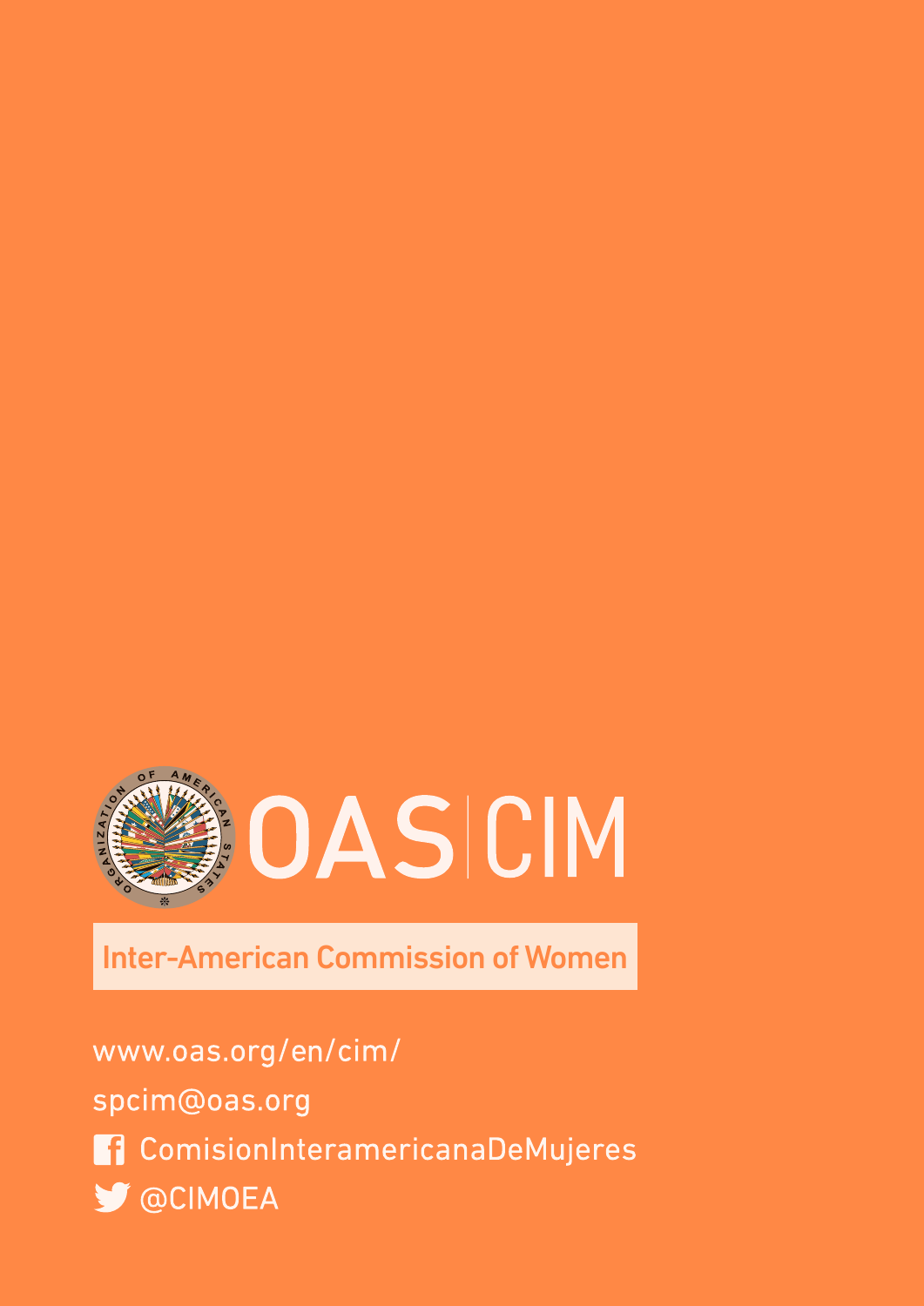OAS | CIM

Inter-American Commission of Women

www.oas.org/en/cim/

spcim@oas.org

ComisionInteramericanaDeMujeres

@CIMOEA